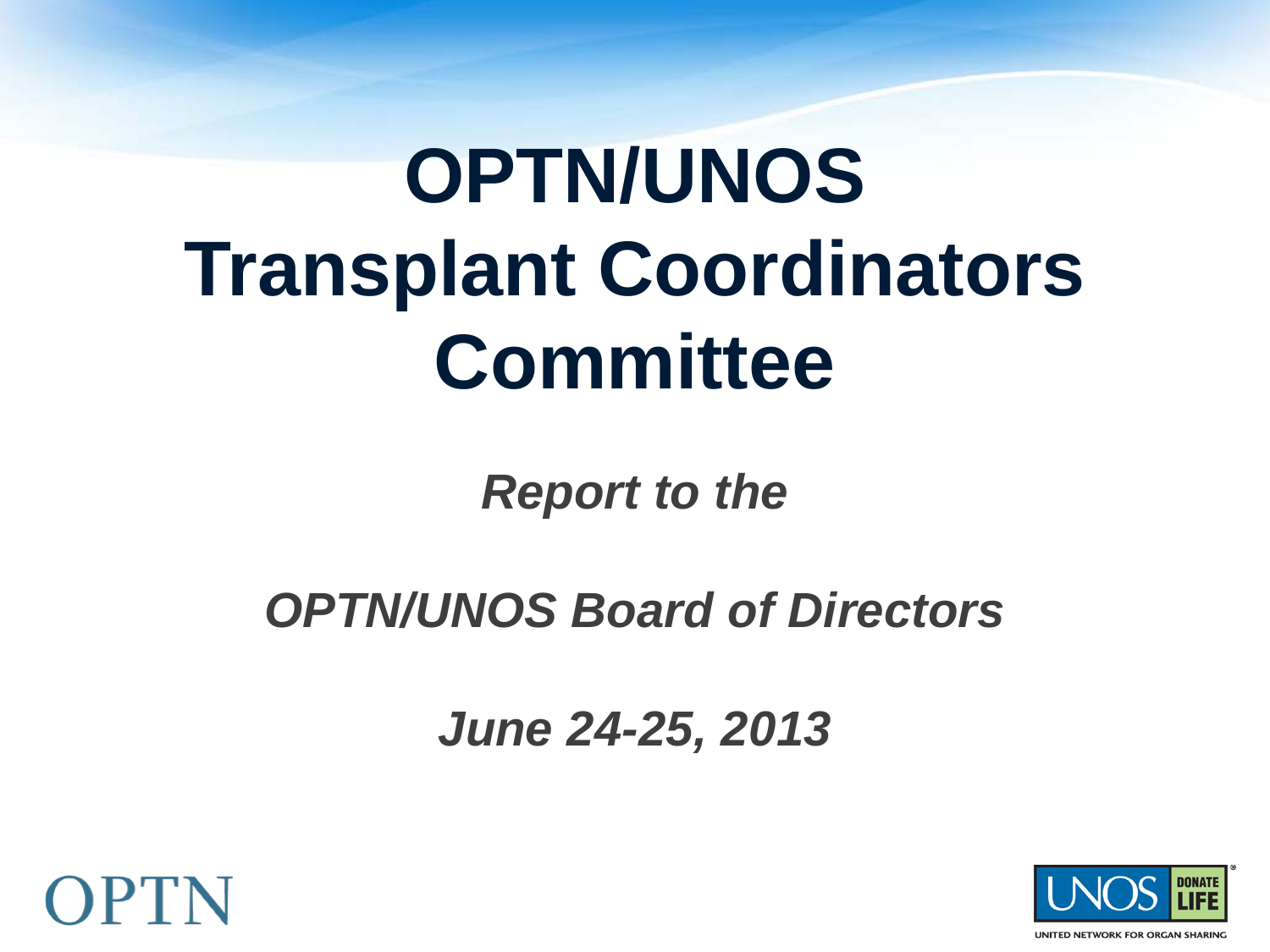# OPTN/UNOS Transplant Coordinators Committee

***Report to the***

***OPTN/UNOS Board of Directors***

***June 24-25, 2013***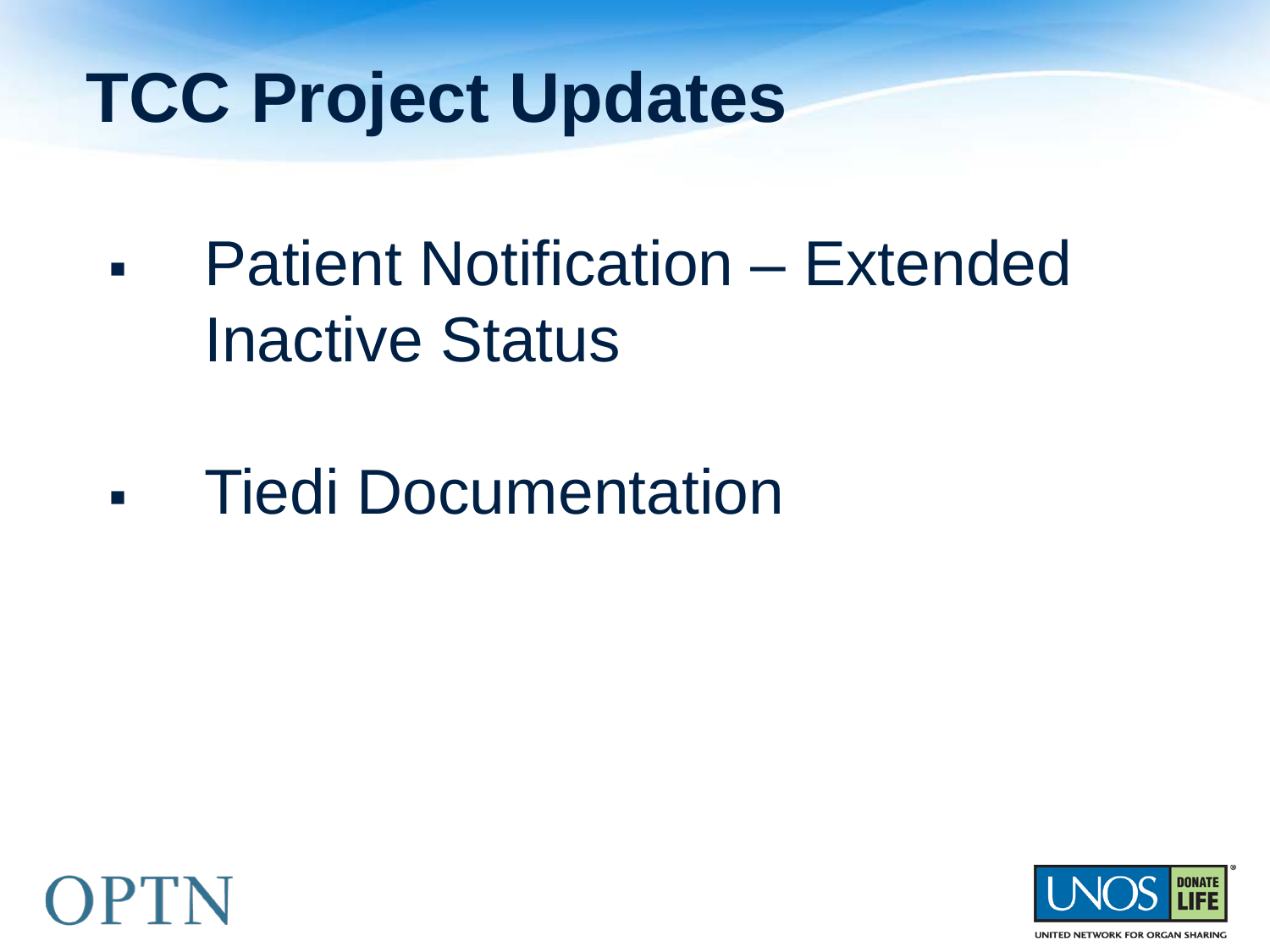# TCC Project Updates

- Patient Notification – Extended Inactive Status
- Tiedi Documentation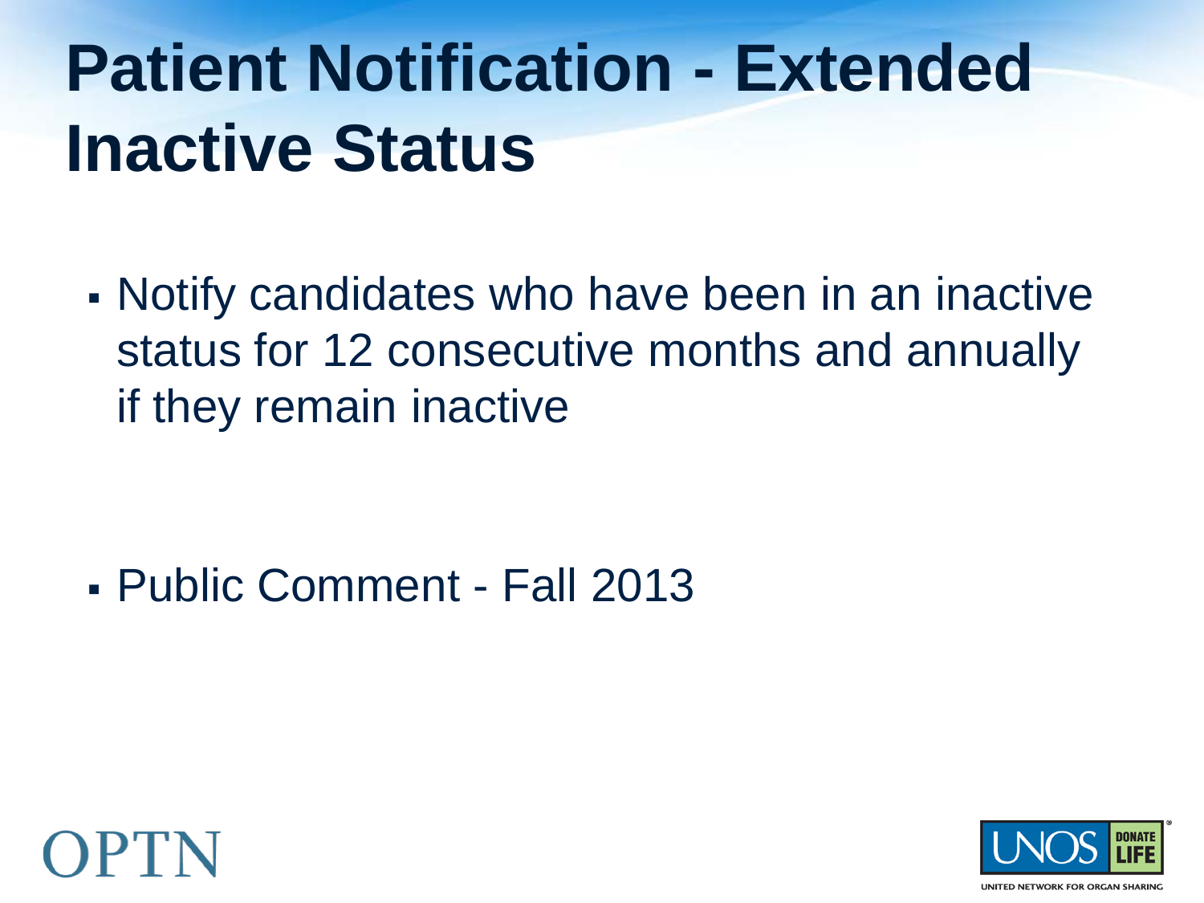# Patient Notification - Extended Inactive Status

- Notify candidates who have been in an inactive status for 12 consecutive months and annually if they remain inactive
- Public Comment - Fall 2013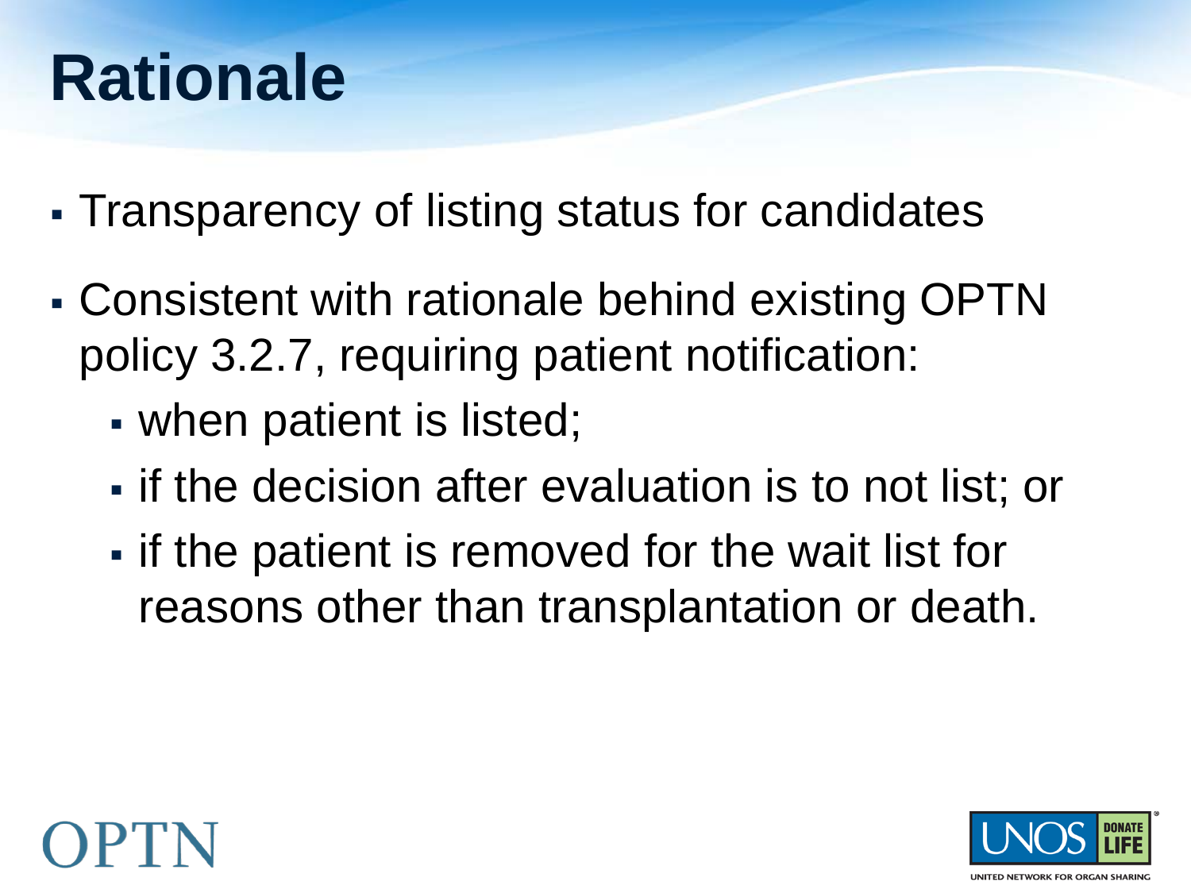# Rationale

- Transparency of listing status for candidates
- Consistent with rationale behind existing OPTN policy 3.2.7, requiring patient notification:
  - when patient is listed;
  - if the decision after evaluation is to not list; or
  - if the patient is removed for the wait list for reasons other than transplantation or death.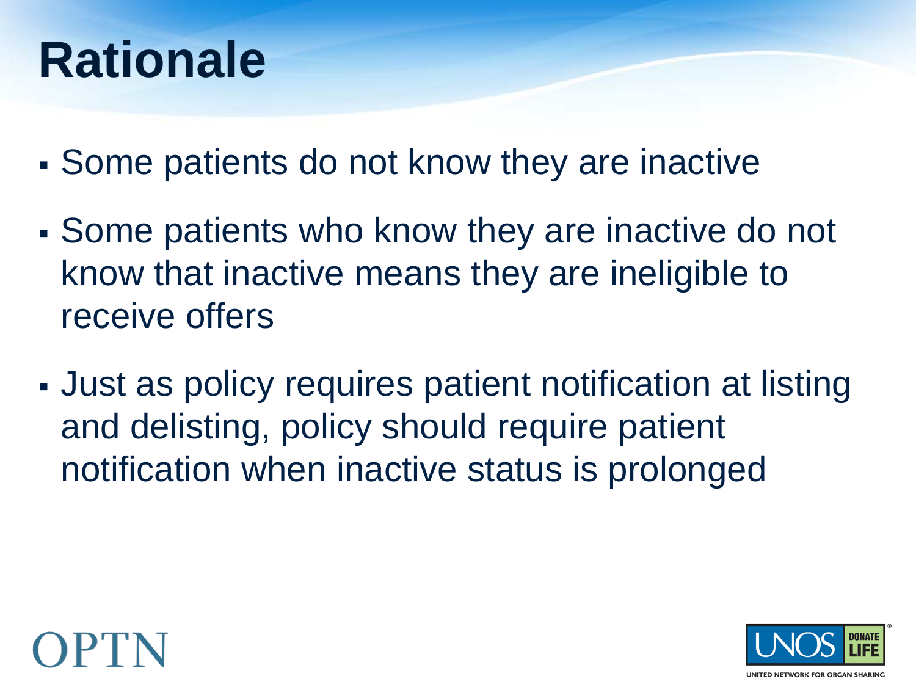# Rationale

- Some patients do not know they are inactive
- Some patients who know they are inactive do not know that inactive means they are ineligible to receive offers
- Just as policy requires patient notification at listing and delisting, policy should require patient notification when inactive status is prolonged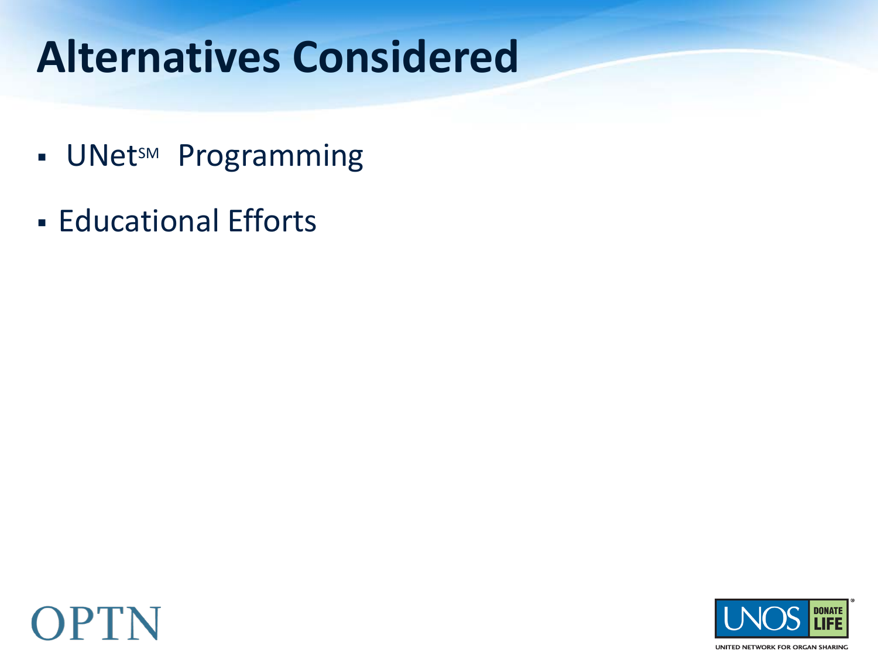# Alternatives Considered

- UNet℠ Programming
- Educational Efforts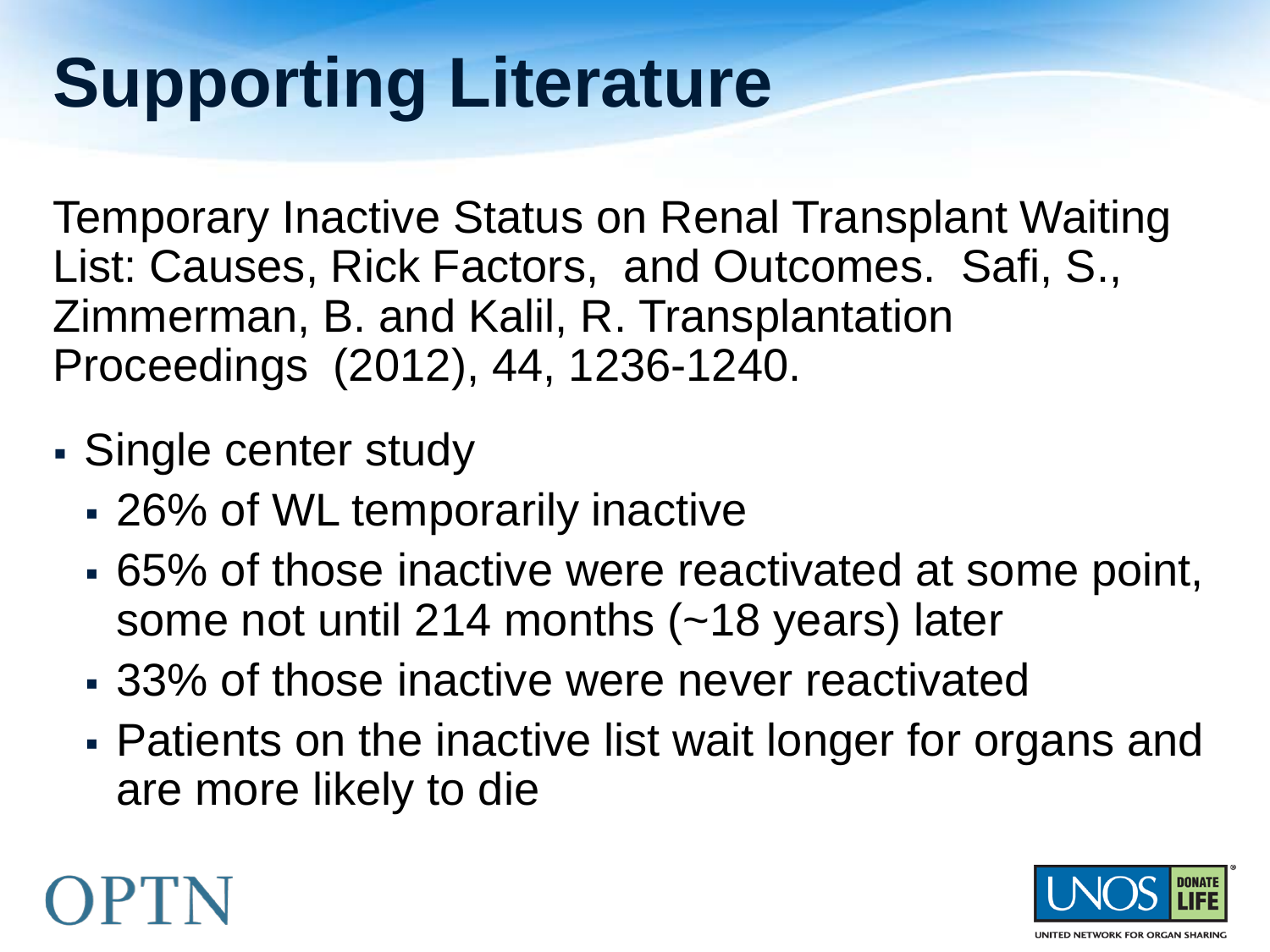# Supporting Literature

Temporary Inactive Status on Renal Transplant Waiting List: Causes, Rick Factors, and Outcomes. Safi, S., Zimmerman, B. and Kalil, R. Transplantation Proceedings (2012), 44, 1236-1240.

- Single center study
  - 26% of WL temporarily inactive
  - 65% of those inactive were reactivated at some point, some not until 214 months (~18 years) later
  - 33% of those inactive were never reactivated
  - Patients on the inactive list wait longer for organs and are more likely to die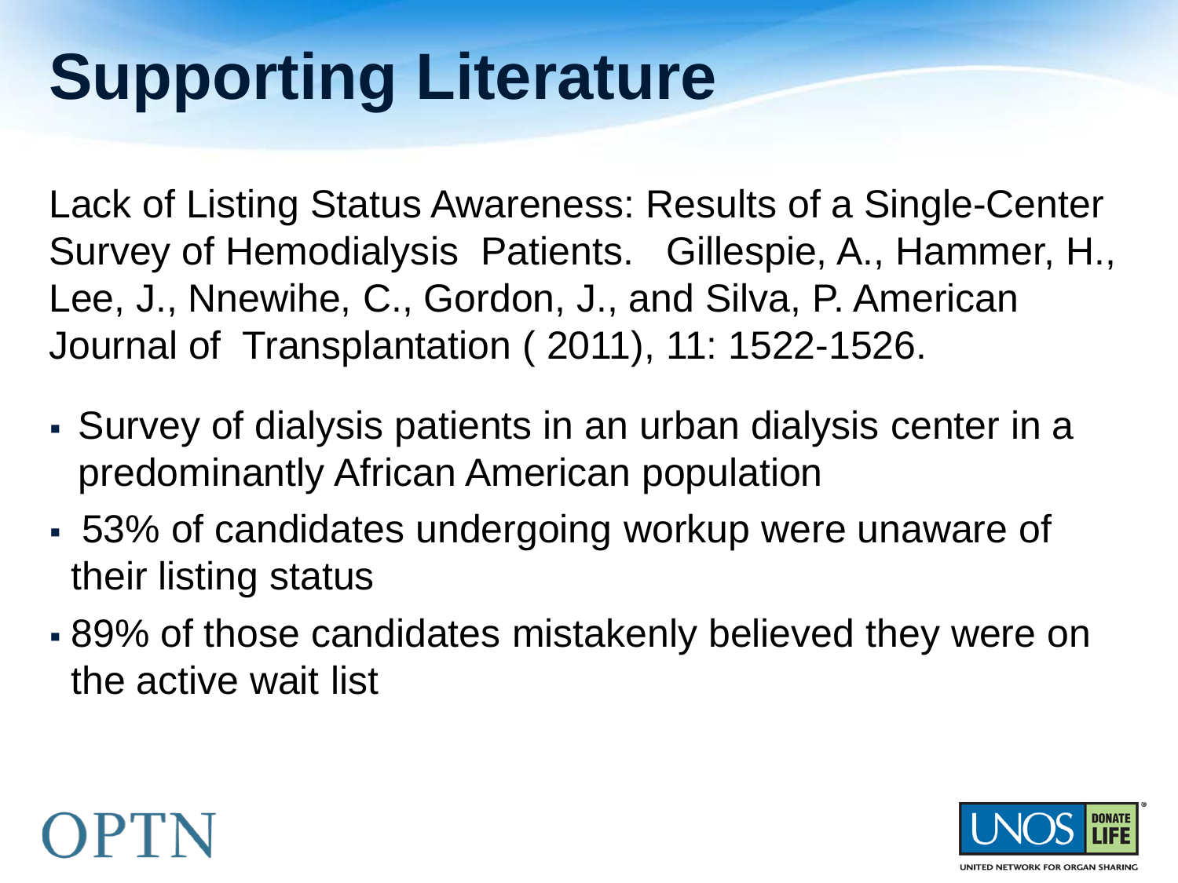# Supporting Literature

Lack of Listing Status Awareness: Results of a Single-Center Survey of Hemodialysis Patients. Gillespie, A., Hammer, H., Lee, J., Nnewihe, C., Gordon, J., and Silva, P. American Journal of Transplantation ( 2011), 11: 1522-1526.

- Survey of dialysis patients in an urban dialysis center in a predominantly African American population
- 53% of candidates undergoing workup were unaware of their listing status
- 89% of those candidates mistakenly believed they were on the active wait list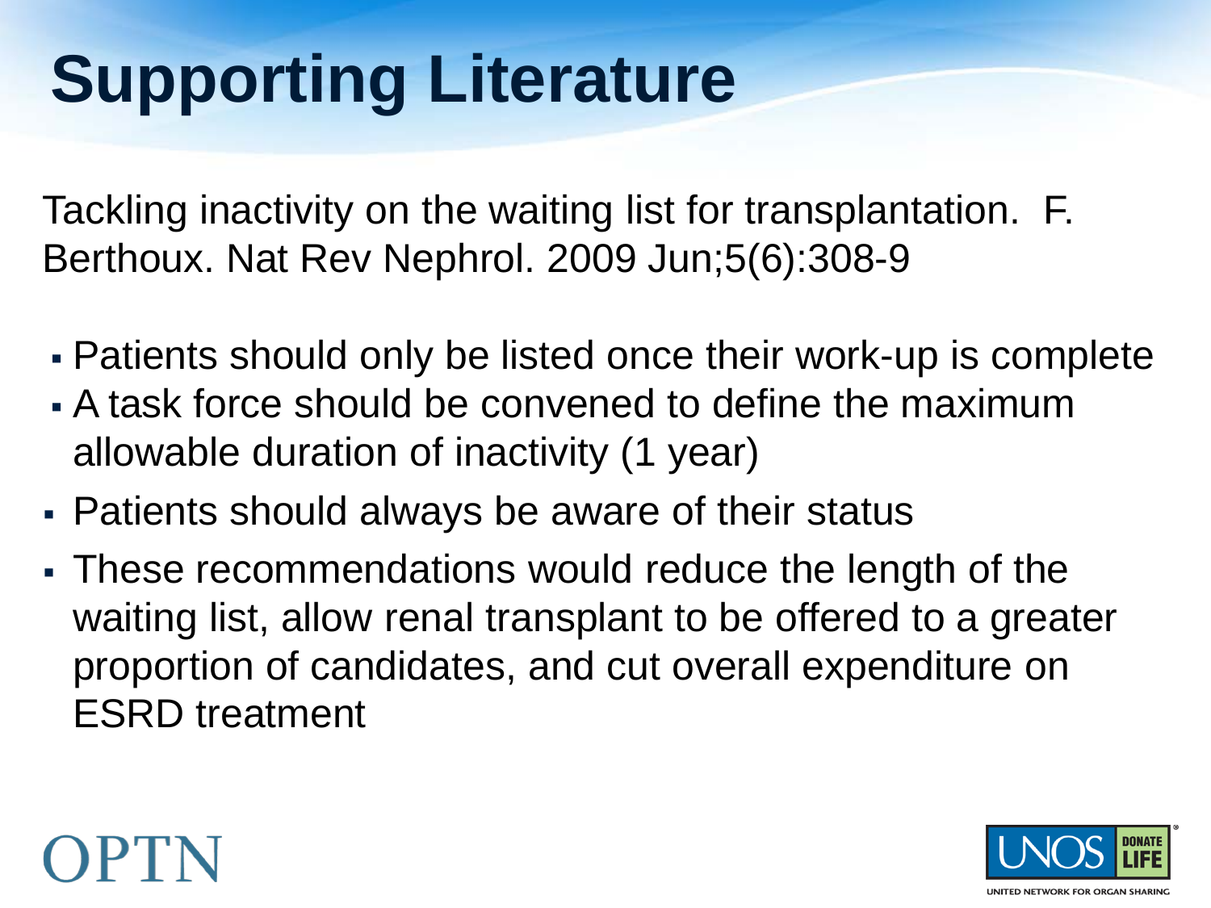# Supporting Literature

Tackling inactivity on the waiting list for transplantation. F. Berthoux. Nat Rev Nephrol. 2009 Jun;5(6):308-9

- Patients should only be listed once their work-up is complete
- A task force should be convened to define the maximum allowable duration of inactivity (1 year)
- Patients should always be aware of their status
- These recommendations would reduce the length of the waiting list, allow renal transplant to be offered to a greater proportion of candidates, and cut overall expenditure on ESRD treatment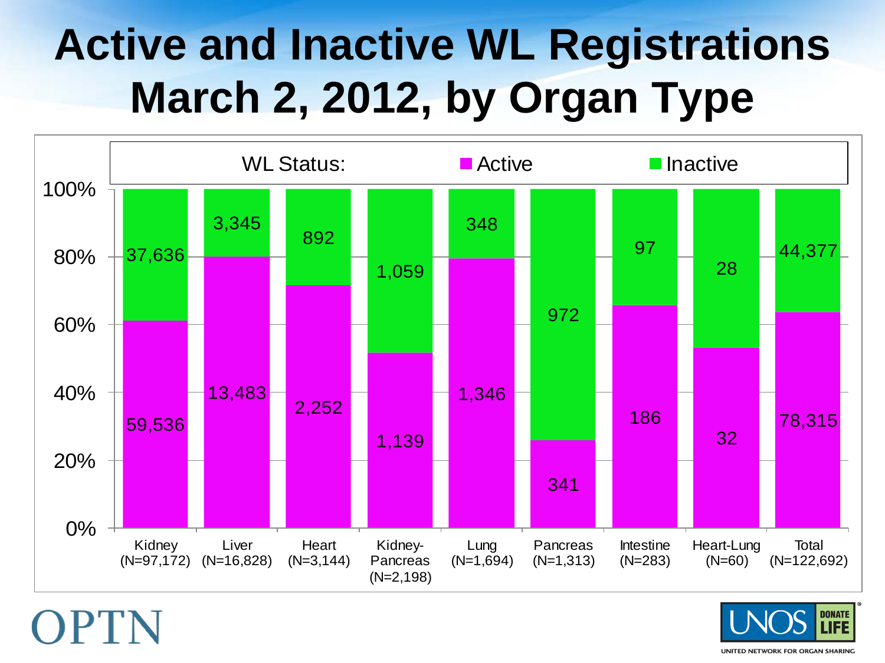# Active and Inactive WL Registrations March 2, 2012, by Organ Type

| Organ Type | Active | Inactive |
|---|---|---|
| Kidney (N=97,172) | 59,536 | 37,636 |
| Liver (N=16,828) | 13,483 | 3,345 |
| Heart (N=3,144) | 2,252 | 892 |
| Kidney-Pancreas (N=2,198) | 1,139 | 1,059 |
| Lung (N=1,694) | 1,346 | 348 |
| Pancreas (N=1,313) | 341 | 972 |
| Intestine (N=283) | 186 | 97 |
| Heart-Lung (N=60) | 32 | 28 |
| Total (N=122,692) | 78,315 | 44,377 |

OPTN

UNOS DONATE LIFE

UNITED NETWORK FOR ORGAN SHARING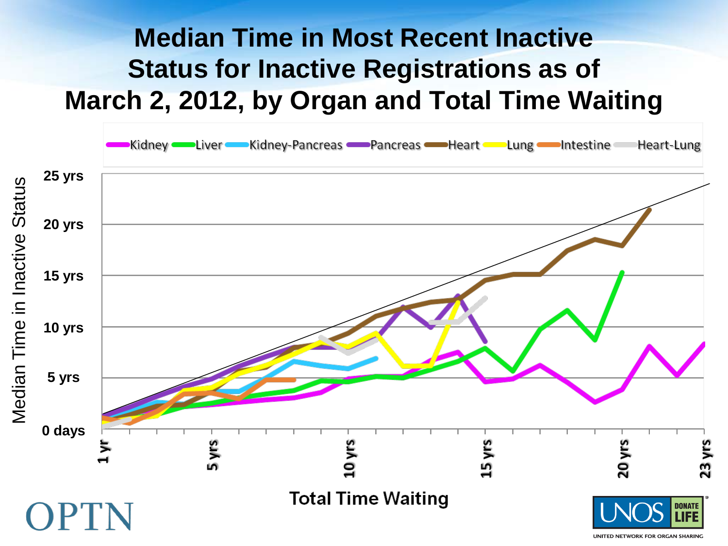# Median Time in Most Recent Inactive Status for Inactive Registrations as of March 2, 2012, by Organ and Total Time Waiting

Kidney, Liver, Kidney-Pancreas, Pancreas, Heart, Lung, Intestine, Heart-Lung

Median Time in Inactive Status

25 yrs
20 yrs
15 yrs
10 yrs
5 yrs
0 days

1 yr, 5 yrs, 10 yrs, 15 yrs, 20 yrs, 23 yrs

Total Time Waiting

OPTN

UNOS DONATE LIFE

UNITED NETWORK FOR ORGAN SHARING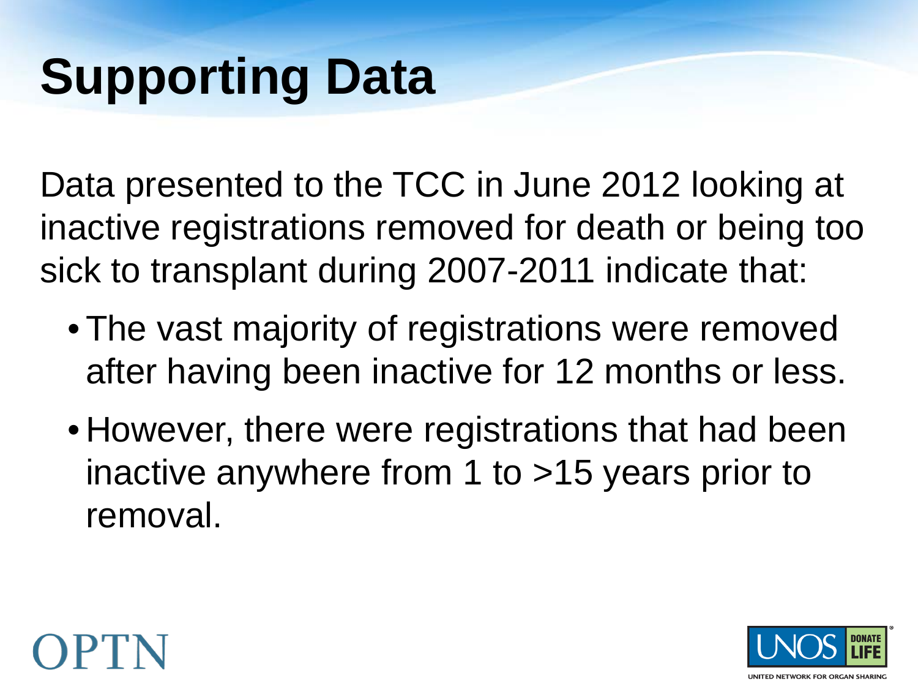# Supporting Data

Data presented to the TCC in June 2012 looking at inactive registrations removed for death or being too sick to transplant during 2007-2011 indicate that:

- The vast majority of registrations were removed after having been inactive for 12 months or less.
- However, there were registrations that had been inactive anywhere from 1 to >15 years prior to removal.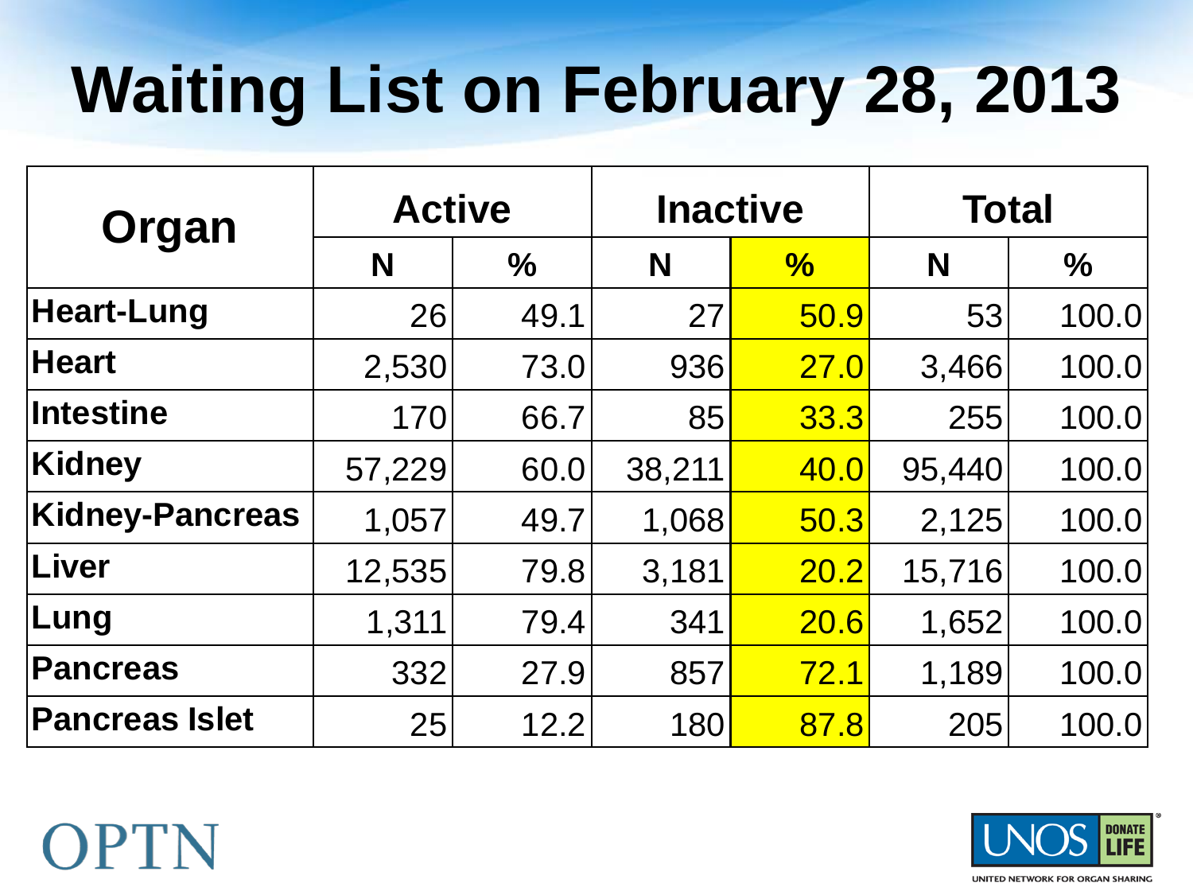# Waiting List on February 28, 2013

| Organ | Active | | Inactive | | Total | |
|---|---|---|---|---|---|---|
| | N | % | N | % | N | % |
| **Heart-Lung** | 26 | 49.1 | 27 | 50.9 | 53 | 100.0 |
| **Heart** | 2,530 | 73.0 | 936 | 27.0 | 3,466 | 100.0 |
| **Intestine** | 170 | 66.7 | 85 | 33.3 | 255 | 100.0 |
| **Kidney** | 57,229 | 60.0 | 38,211 | 40.0 | 95,440 | 100.0 |
| **Kidney-Pancreas** | 1,057 | 49.7 | 1,068 | 50.3 | 2,125 | 100.0 |
| **Liver** | 12,535 | 79.8 | 3,181 | 20.2 | 15,716 | 100.0 |
| **Lung** | 1,311 | 79.4 | 341 | 20.6 | 1,652 | 100.0 |
| **Pancreas** | 332 | 27.9 | 857 | 72.1 | 1,189 | 100.0 |
| **Pancreas Islet** | 25 | 12.2 | 180 | 87.8 | 205 | 100.0 |

OPTN

UNOS DONATE LIFE
UNITED NETWORK FOR ORGAN SHARING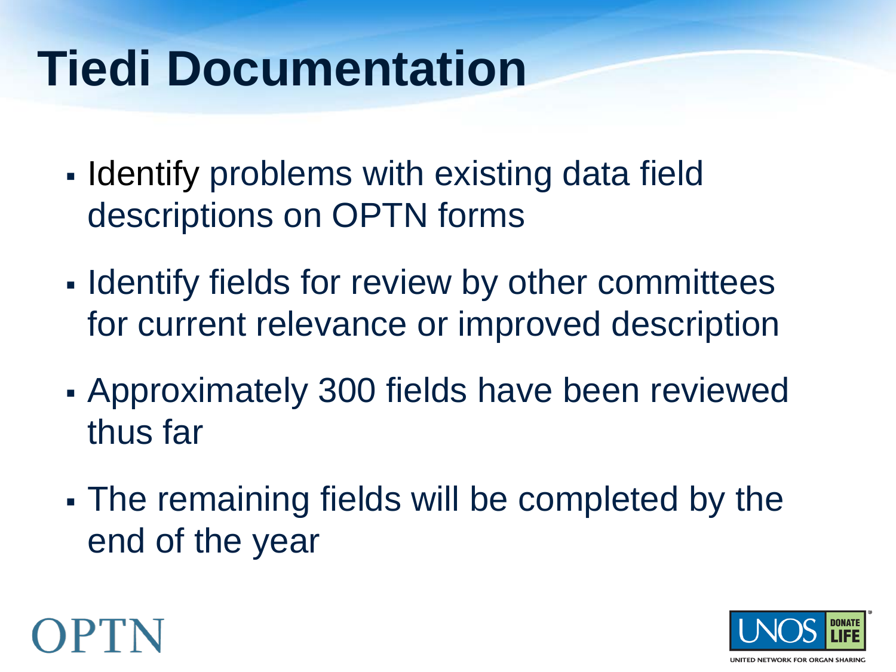# Tiedi Documentation

- Identify problems with existing data field descriptions on OPTN forms
- Identify fields for review by other committees for current relevance or improved description
- Approximately 300 fields have been reviewed thus far
- The remaining fields will be completed by the end of the year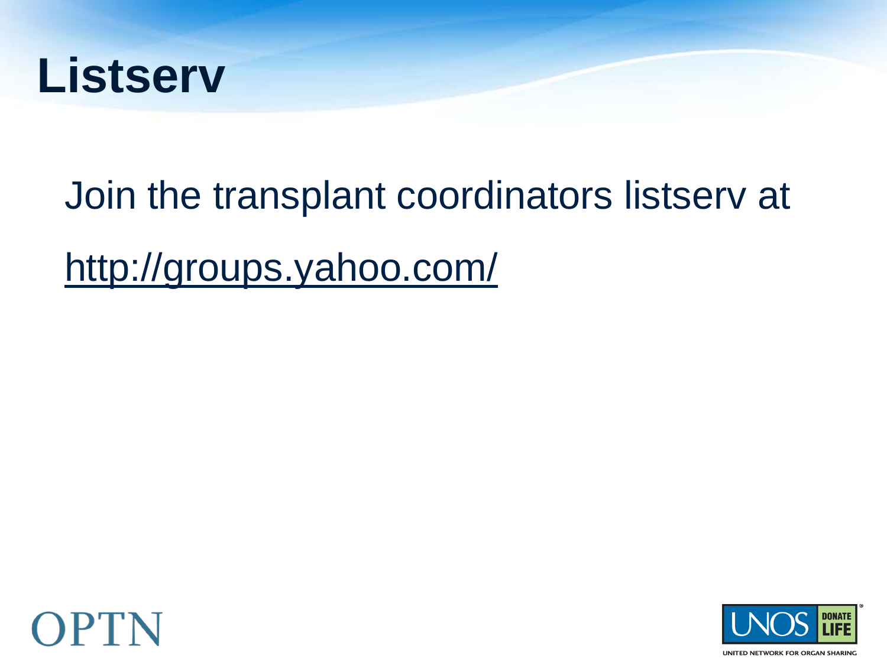# Listserv

Join the transplant coordinators listserv at

http://groups.yahoo.com/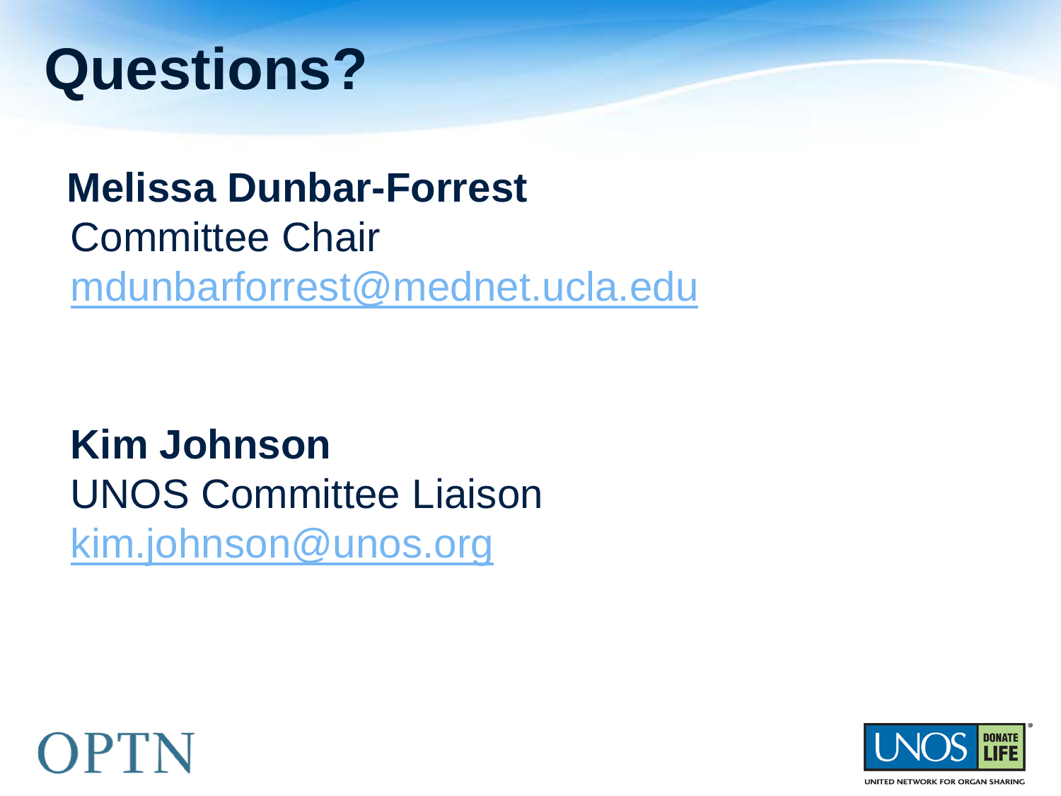# Questions?

**Melissa Dunbar-Forrest**
Committee Chair
mdunbarforrest@mednet.ucla.edu

**Kim Johnson**
UNOS Committee Liaison
kim.johnson@unos.org

OPTN

UNOS DONATE LIFE

UNITED NETWORK FOR ORGAN SHARING